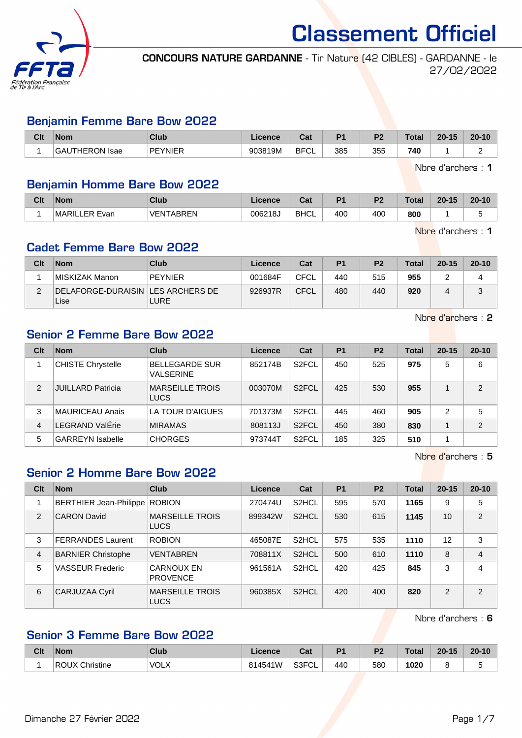# Classement Officiel

**CONCOURS NATURE GARDANNE** - Tir Nature (42 CIBLES) - GARDANNE - le 27/02/2022

## Benjamin Femme Bare Bow 2022

| Clt | Nom | Club | Licence | Cat | P1 | P2 | Total | 20-15 | 20-10 |
|---|---|---|---|---|---|---|---|---|---|
| 1 | GAUTHERON Isae | PEYNIER | 903819M | BFCL | 385 | 355 | **740** | 1 | 2 |

Nbre d'archers : **1**

## Benjamin Homme Bare Bow 2022

| Clt | Nom | Club | Licence | Cat | P1 | P2 | Total | 20-15 | 20-10 |
|---|---|---|---|---|---|---|---|---|---|
| 1 | MARILLER Evan | VENTABREN | 006218J | BHCL | 400 | 400 | **800** | 1 | 5 |

Nbre d'archers : **1**

## Cadet Femme Bare Bow 2022

| Clt | Nom | Club | Licence | Cat | P1 | P2 | Total | 20-15 | 20-10 |
|---|---|---|---|---|---|---|---|---|---|
| 1 | MISKIZAK Manon | PEYNIER | 001684F | CFCL | 440 | 515 | **955** | 2 | 4 |
| 2 | DELAFORGE-DURAISIN Lise | LES ARCHERS DE LURE | 926937R | CFCL | 480 | 440 | **920** | 4 | 3 |

Nbre d'archers : **2**

## Senior 2 Femme Bare Bow 2022

| Clt | Nom | Club | Licence | Cat | P1 | P2 | Total | 20-15 | 20-10 |
|---|---|---|---|---|---|---|---|---|---|
| 1 | CHISTE Chrystelle | BELLEGARDE SUR VALSERINE | 852174B | S2FCL | 450 | 525 | **975** | 5 | 6 |
| 2 | JUILLARD Patricia | MARSEILLE TROIS LUCS | 003070M | S2FCL | 425 | 530 | **955** | 1 | 2 |
| 3 | MAURICEAU Anais | LA TOUR D'AIGUES | 701373M | S2FCL | 445 | 460 | **905** | 2 | 5 |
| 4 | LEGRAND ValÉrie | MIRAMAS | 808113J | S2FCL | 450 | 380 | **830** | 1 | 2 |
| 5 | GARREYN Isabelle | CHORGES | 973744T | S2FCL | 185 | 325 | **510** | 1 | |

Nbre d'archers : **5**

## Senior 2 Homme Bare Bow 2022

| Clt | Nom | Club | Licence | Cat | P1 | P2 | Total | 20-15 | 20-10 |
|---|---|---|---|---|---|---|---|---|---|
| 1 | BERTHIER Jean-Philippe | ROBION | 270474U | S2HCL | 595 | 570 | **1165** | 9 | 5 |
| 2 | CARON David | MARSEILLE TROIS LUCS | 899342W | S2HCL | 530 | 615 | **1145** | 10 | 2 |
| 3 | FERRANDES Laurent | ROBION | 465087E | S2HCL | 575 | 535 | **1110** | 12 | 3 |
| 4 | BARNIER Christophe | VENTABREN | 708811X | S2HCL | 500 | 610 | **1110** | 8 | 4 |
| 5 | VASSEUR Frederic | CARNOUX EN PROVENCE | 961561A | S2HCL | 420 | 425 | **845** | 3 | 4 |
| 6 | CARJUZAA Cyril | MARSEILLE TROIS LUCS | 960385X | S2HCL | 420 | 400 | **820** | 2 | 2 |

Nbre d'archers : **6**

## Senior 3 Femme Bare Bow 2022

| Clt | Nom | Club | Licence | Cat | P1 | P2 | Total | 20-15 | 20-10 |
|---|---|---|---|---|---|---|---|---|---|
| 1 | ROUX Christine | VOLX | 814541W | S3FCL | 440 | 580 | **1020** | 8 | 5 |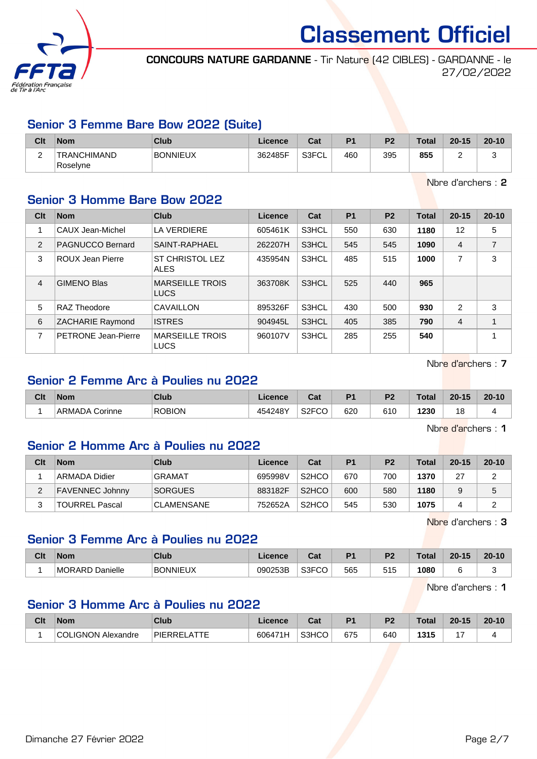# Classement Officiel

**CONCOURS NATURE GARDANNE** - Tir Nature (42 CIBLES) - GARDANNE - le 27/02/2022

## Senior 3 Femme Bare Bow 2022 (Suite)

| Clt | Nom | Club | Licence | Cat | P1 | P2 | Total | 20-15 | 20-10 |
|---|---|---|---|---|---|---|---|---|---|
| 2 | TRANCHIMAND Roselyne | BONNIEUX | 362485F | S3FCL | 460 | 395 | **855** | 2 | 3 |

Nbre d'archers : **2**

## Senior 3 Homme Bare Bow 2022

| Clt | Nom | Club | Licence | Cat | P1 | P2 | Total | 20-15 | 20-10 |
|---|---|---|---|---|---|---|---|---|---|
| 1 | CAUX Jean-Michel | LA VERDIERE | 605461K | S3HCL | 550 | 630 | **1180** | 12 | 5 |
| 2 | PAGNUCCO Bernard | SAINT-RAPHAEL | 262207H | S3HCL | 545 | 545 | **1090** | 4 | 7 |
| 3 | ROUX Jean Pierre | ST CHRISTOL LEZ ALES | 435954N | S3HCL | 485 | 515 | **1000** | 7 | 3 |
| 4 | GIMENO Blas | MARSEILLE TROIS LUCS | 363708K | S3HCL | 525 | 440 | **965** | | |
| 5 | RAZ Theodore | CAVAILLON | 895326F | S3HCL | 430 | 500 | **930** | 2 | 3 |
| 6 | ZACHARIE Raymond | ISTRES | 904945L | S3HCL | 405 | 385 | **790** | 4 | 1 |
| 7 | PETRONE Jean-Pierre | MARSEILLE TROIS LUCS | 960107V | S3HCL | 285 | 255 | **540** | | 1 |

Nbre d'archers : **7**

## Senior 2 Femme Arc à Poulies nu 2022

| Clt | Nom | Club | Licence | Cat | P1 | P2 | Total | 20-15 | 20-10 |
|---|---|---|---|---|---|---|---|---|---|
| 1 | ARMADA Corinne | ROBION | 454248Y | S2FCO | 620 | 610 | **1230** | 18 | 4 |

Nbre d'archers : **1**

## Senior 2 Homme Arc à Poulies nu 2022

| Clt | Nom | Club | Licence | Cat | P1 | P2 | Total | 20-15 | 20-10 |
|---|---|---|---|---|---|---|---|---|---|
| 1 | ARMADA Didier | GRAMAT | 695998V | S2HCO | 670 | 700 | **1370** | 27 | 2 |
| 2 | FAVENNEC Johnny | SORGUES | 883182F | S2HCO | 600 | 580 | **1180** | 9 | 5 |
| 3 | TOURREL Pascal | CLAMENSANE | 752652A | S2HCO | 545 | 530 | **1075** | 4 | 2 |

Nbre d'archers : **3**

## Senior 3 Femme Arc à Poulies nu 2022

| Clt | Nom | Club | Licence | Cat | P1 | P2 | Total | 20-15 | 20-10 |
|---|---|---|---|---|---|---|---|---|---|
| 1 | MORARD Danielle | BONNIEUX | 090253B | S3FCO | 565 | 515 | **1080** | 6 | 3 |

Nbre d'archers : **1**

## Senior 3 Homme Arc à Poulies nu 2022

| Clt | Nom | Club | Licence | Cat | P1 | P2 | Total | 20-15 | 20-10 |
|---|---|---|---|---|---|---|---|---|---|
| 1 | COLIGNON Alexandre | PIERRELATTE | 606471H | S3HCO | 675 | 640 | **1315** | 17 | 4 |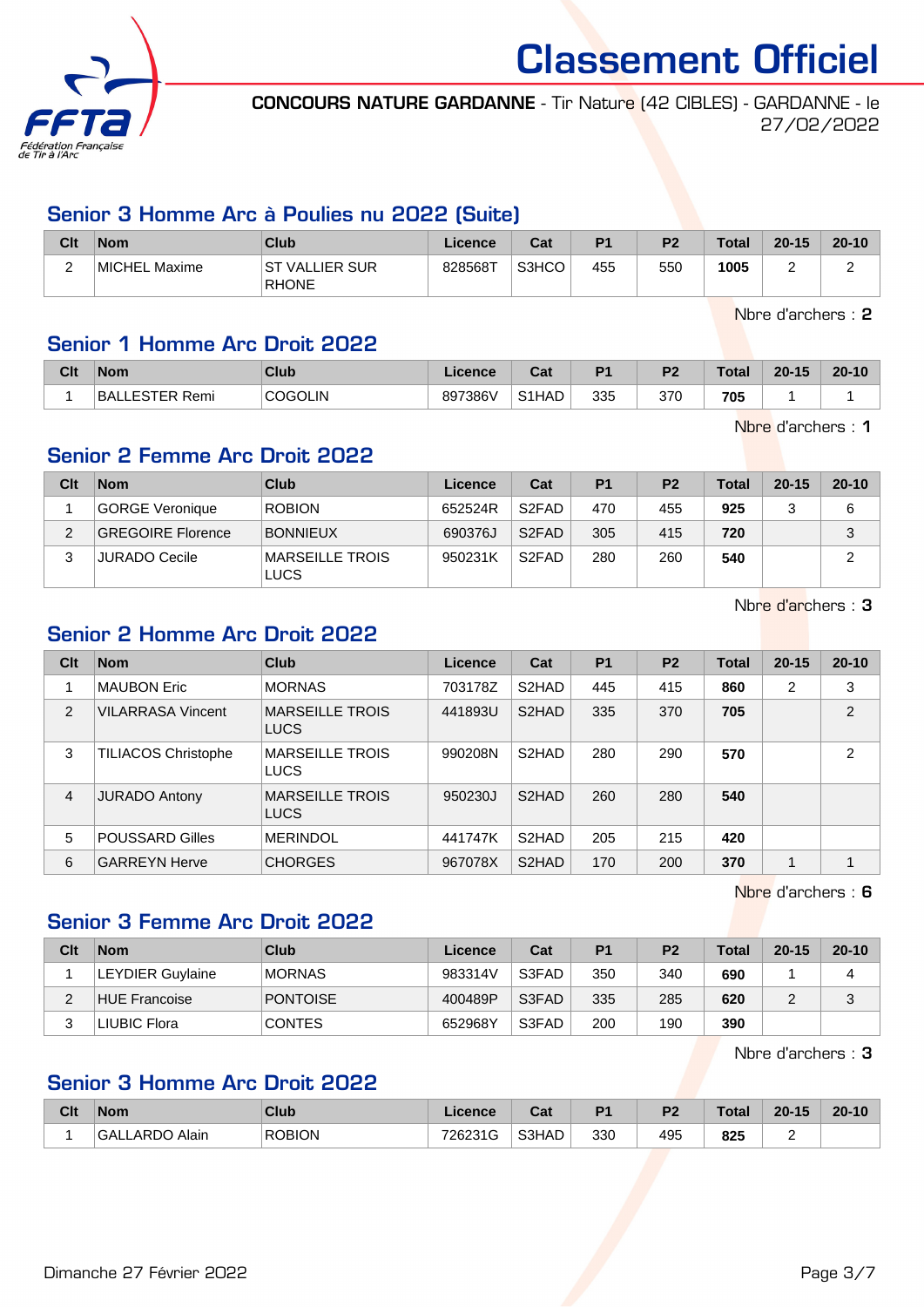# Classement Officiel

**CONCOURS NATURE GARDANNE** - Tir Nature (42 CIBLES) - GARDANNE - le 27/02/2022

## Senior 3 Homme Arc à Poulies nu 2022 (Suite)

| Clt | Nom | Club | Licence | Cat | P1 | P2 | Total | 20-15 | 20-10 |
|---|---|---|---|---|---|---|---|---|---|
| 2 | MICHEL Maxime | ST VALLIER SUR RHONE | 828568T | S3HCO | 455 | 550 | **1005** | 2 | 2 |

Nbre d'archers : **2**

## Senior 1 Homme Arc Droit 2022

| Clt | Nom | Club | Licence | Cat | P1 | P2 | Total | 20-15 | 20-10 |
|---|---|---|---|---|---|---|---|---|---|
| 1 | BALLESTER Remi | COGOLIN | 897386V | S1HAD | 335 | 370 | **705** | 1 | 1 |

Nbre d'archers : **1**

## Senior 2 Femme Arc Droit 2022

| Clt | Nom | Club | Licence | Cat | P1 | P2 | Total | 20-15 | 20-10 |
|---|---|---|---|---|---|---|---|---|---|
| 1 | GORGE Veronique | ROBION | 652524R | S2FAD | 470 | 455 | **925** | 3 | 6 |
| 2 | GREGOIRE Florence | BONNIEUX | 690376J | S2FAD | 305 | 415 | **720** | | 3 |
| 3 | JURADO Cecile | MARSEILLE TROIS LUCS | 950231K | S2FAD | 280 | 260 | **540** | | 2 |

Nbre d'archers : **3**

## Senior 2 Homme Arc Droit 2022

| Clt | Nom | Club | Licence | Cat | P1 | P2 | Total | 20-15 | 20-10 |
|---|---|---|---|---|---|---|---|---|---|
| 1 | MAUBON Eric | MORNAS | 703178Z | S2HAD | 445 | 415 | **860** | 2 | 3 |
| 2 | VILARRASA Vincent | MARSEILLE TROIS LUCS | 441893U | S2HAD | 335 | 370 | **705** | | 2 |
| 3 | TILIACOS Christophe | MARSEILLE TROIS LUCS | 990208N | S2HAD | 280 | 290 | **570** | | 2 |
| 4 | JURADO Antony | MARSEILLE TROIS LUCS | 950230J | S2HAD | 260 | 280 | **540** | | |
| 5 | POUSSARD Gilles | MERINDOL | 441747K | S2HAD | 205 | 215 | **420** | | |
| 6 | GARREYN Herve | CHORGES | 967078X | S2HAD | 170 | 200 | **370** | 1 | 1 |

Nbre d'archers : **6**

## Senior 3 Femme Arc Droit 2022

| Clt | Nom | Club | Licence | Cat | P1 | P2 | Total | 20-15 | 20-10 |
|---|---|---|---|---|---|---|---|---|---|
| 1 | LEYDIER Guylaine | MORNAS | 983314V | S3FAD | 350 | 340 | **690** | 1 | 4 |
| 2 | HUE Francoise | PONTOISE | 400489P | S3FAD | 335 | 285 | **620** | 2 | 3 |
| 3 | LIUBIC Flora | CONTES | 652968Y | S3FAD | 200 | 190 | **390** | | |

Nbre d'archers : **3**

## Senior 3 Homme Arc Droit 2022

| Clt | Nom | Club | Licence | Cat | P1 | P2 | Total | 20-15 | 20-10 |
|---|---|---|---|---|---|---|---|---|---|
| 1 | GALLARDO Alain | ROBION | 726231G | S3HAD | 330 | 495 | **825** | 2 | |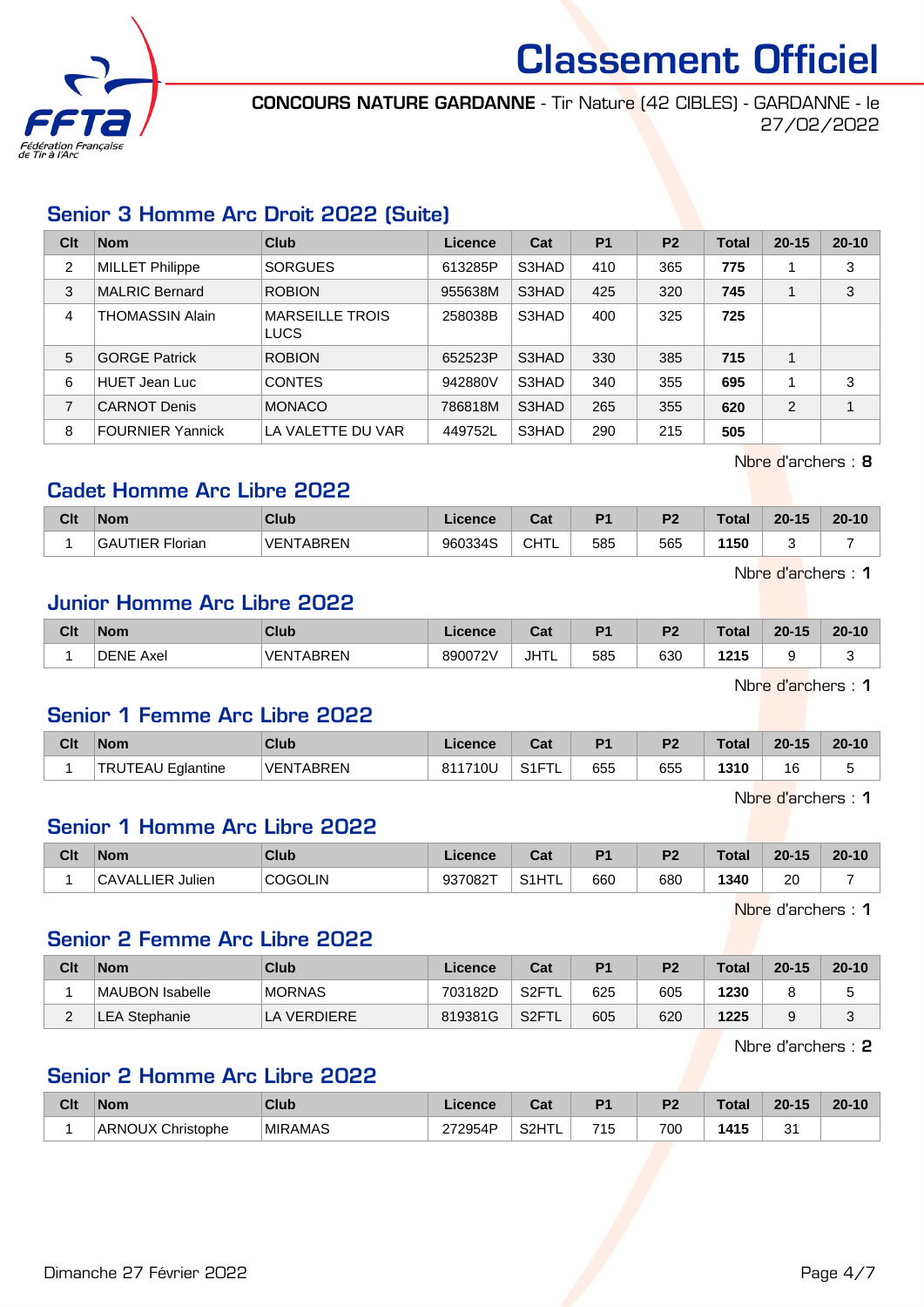# Classement Officiel

**CONCOURS NATURE GARDANNE** - Tir Nature (42 CIBLES) - GARDANNE - le 27/02/2022

## Senior 3 Homme Arc Droit 2022 (Suite)

| Clt | Nom | Club | Licence | Cat | P1 | P2 | Total | 20-15 | 20-10 |
|---|---|---|---|---|---|---|---|---|---|
| 2 | MILLET Philippe | SORGUES | 613285P | S3HAD | 410 | 365 | **775** | 1 | 3 |
| 3 | MALRIC Bernard | ROBION | 955638M | S3HAD | 425 | 320 | **745** | 1 | 3 |
| 4 | THOMASSIN Alain | MARSEILLE TROIS LUCS | 258038B | S3HAD | 400 | 325 | **725** | | |
| 5 | GORGE Patrick | ROBION | 652523P | S3HAD | 330 | 385 | **715** | 1 | |
| 6 | HUET Jean Luc | CONTES | 942880V | S3HAD | 340 | 355 | **695** | 1 | 3 |
| 7 | CARNOT Denis | MONACO | 786818M | S3HAD | 265 | 355 | **620** | 2 | 1 |
| 8 | FOURNIER Yannick | LA VALETTE DU VAR | 449752L | S3HAD | 290 | 215 | **505** | | |

Nbre d'archers : **8**

## Cadet Homme Arc Libre 2022

| Clt | Nom | Club | Licence | Cat | P1 | P2 | Total | 20-15 | 20-10 |
|---|---|---|---|---|---|---|---|---|---|
| 1 | GAUTIER Florian | VENTABREN | 960334S | CHTL | 585 | 565 | **1150** | 3 | 7 |

Nbre d'archers : **1**

## Junior Homme Arc Libre 2022

| Clt | Nom | Club | Licence | Cat | P1 | P2 | Total | 20-15 | 20-10 |
|---|---|---|---|---|---|---|---|---|---|
| 1 | DENE Axel | VENTABREN | 890072V | JHTL | 585 | 630 | **1215** | 9 | 3 |

Nbre d'archers : **1**

## Senior 1 Femme Arc Libre 2022

| Clt | Nom | Club | Licence | Cat | P1 | P2 | Total | 20-15 | 20-10 |
|---|---|---|---|---|---|---|---|---|---|
| 1 | TRUTEAU Eglantine | VENTABREN | 811710U | S1FTL | 655 | 655 | **1310** | 16 | 5 |

Nbre d'archers : **1**

## Senior 1 Homme Arc Libre 2022

| Clt | Nom | Club | Licence | Cat | P1 | P2 | Total | 20-15 | 20-10 |
|---|---|---|---|---|---|---|---|---|---|
| 1 | CAVALLIER Julien | COGOLIN | 937082T | S1HTL | 660 | 680 | **1340** | 20 | 7 |

Nbre d'archers : **1**

## Senior 2 Femme Arc Libre 2022

| Clt | Nom | Club | Licence | Cat | P1 | P2 | Total | 20-15 | 20-10 |
|---|---|---|---|---|---|---|---|---|---|
| 1 | MAUBON Isabelle | MORNAS | 703182D | S2FTL | 625 | 605 | **1230** | 8 | 5 |
| 2 | LEA Stephanie | LA VERDIERE | 819381G | S2FTL | 605 | 620 | **1225** | 9 | 3 |

Nbre d'archers : **2**

## Senior 2 Homme Arc Libre 2022

| Clt | Nom | Club | Licence | Cat | P1 | P2 | Total | 20-15 | 20-10 |
|---|---|---|---|---|---|---|---|---|---|
| 1 | ARNOUX Christophe | MIRAMAS | 272954P | S2HTL | 715 | 700 | **1415** | 31 | |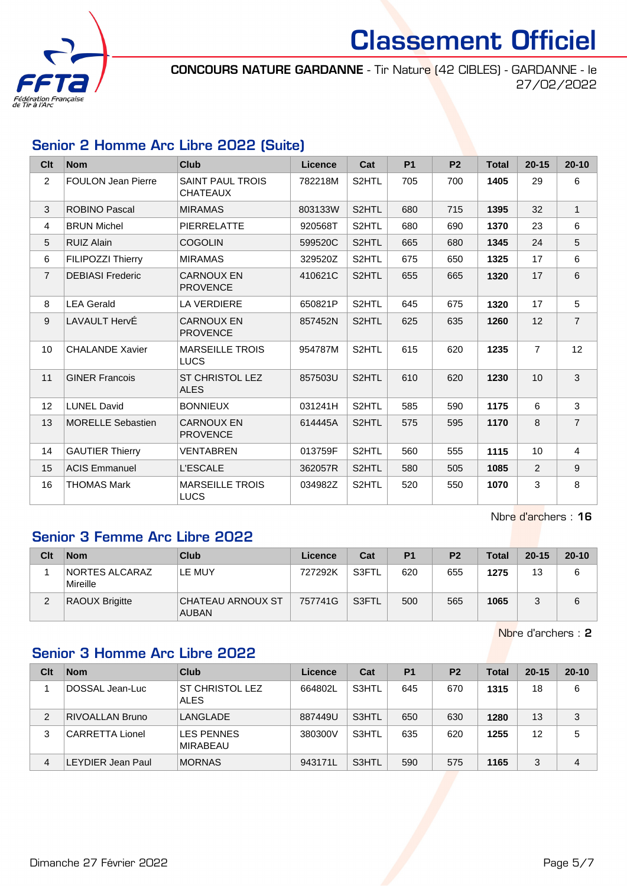# Classement Officiel

**CONCOURS NATURE GARDANNE** - Tir Nature (42 CIBLES) - GARDANNE - le 27/02/2022

## Senior 2 Homme Arc Libre 2022 (Suite)

| Clt | Nom | Club | Licence | Cat | P1 | P2 | Total | 20-15 | 20-10 |
|---|---|---|---|---|---|---|---|---|---|
| 2 | FOULON Jean Pierre | SAINT PAUL TROIS CHATEAUX | 782218M | S2HTL | 705 | 700 | **1405** | 29 | 6 |
| 3 | ROBINO Pascal | MIRAMAS | 803133W | S2HTL | 680 | 715 | **1395** | 32 | 1 |
| 4 | BRUN Michel | PIERRELATTE | 920568T | S2HTL | 680 | 690 | **1370** | 23 | 6 |
| 5 | RUIZ Alain | COGOLIN | 599520C | S2HTL | 665 | 680 | **1345** | 24 | 5 |
| 6 | FILIPOZZI Thierry | MIRAMAS | 329520Z | S2HTL | 675 | 650 | **1325** | 17 | 6 |
| 7 | DEBIASI Frederic | CARNOUX EN PROVENCE | 410621C | S2HTL | 655 | 665 | **1320** | 17 | 6 |
| 8 | LEA Gerald | LA VERDIERE | 650821P | S2HTL | 645 | 675 | **1320** | 17 | 5 |
| 9 | LAVAULT HervÉ | CARNOUX EN PROVENCE | 857452N | S2HTL | 625 | 635 | **1260** | 12 | 7 |
| 10 | CHALANDE Xavier | MARSEILLE TROIS LUCS | 954787M | S2HTL | 615 | 620 | **1235** | 7 | 12 |
| 11 | GINER Francois | ST CHRISTOL LEZ ALES | 857503U | S2HTL | 610 | 620 | **1230** | 10 | 3 |
| 12 | LUNEL David | BONNIEUX | 031241H | S2HTL | 585 | 590 | **1175** | 6 | 3 |
| 13 | MORELLE Sebastien | CARNOUX EN PROVENCE | 614445A | S2HTL | 575 | 595 | **1170** | 8 | 7 |
| 14 | GAUTIER Thierry | VENTABREN | 013759F | S2HTL | 560 | 555 | **1115** | 10 | 4 |
| 15 | ACIS Emmanuel | L'ESCALE | 362057R | S2HTL | 580 | 505 | **1085** | 2 | 9 |
| 16 | THOMAS Mark | MARSEILLE TROIS LUCS | 034982Z | S2HTL | 520 | 550 | **1070** | 3 | 8 |

Nbre d'archers : **16**

## Senior 3 Femme Arc Libre 2022

| Clt | Nom | Club | Licence | Cat | P1 | P2 | Total | 20-15 | 20-10 |
|---|---|---|---|---|---|---|---|---|---|
| 1 | NORTES ALCARAZ Mireille | LE MUY | 727292K | S3FTL | 620 | 655 | **1275** | 13 | 6 |
| 2 | RAOUX Brigitte | CHATEAU ARNOUX ST AUBAN | 757741G | S3FTL | 500 | 565 | **1065** | 3 | 6 |

Nbre d'archers : **2**

## Senior 3 Homme Arc Libre 2022

| Clt | Nom | Club | Licence | Cat | P1 | P2 | Total | 20-15 | 20-10 |
|---|---|---|---|---|---|---|---|---|---|
| 1 | DOSSAL Jean-Luc | ST CHRISTOL LEZ ALES | 664802L | S3HTL | 645 | 670 | **1315** | 18 | 6 |
| 2 | RIVOALLAN Bruno | LANGLADE | 887449U | S3HTL | 650 | 630 | **1280** | 13 | 3 |
| 3 | CARRETTA Lionel | LES PENNES MIRABEAU | 380300V | S3HTL | 635 | 620 | **1255** | 12 | 5 |
| 4 | LEYDIER Jean Paul | MORNAS | 943171L | S3HTL | 590 | 575 | **1165** | 3 | 4 |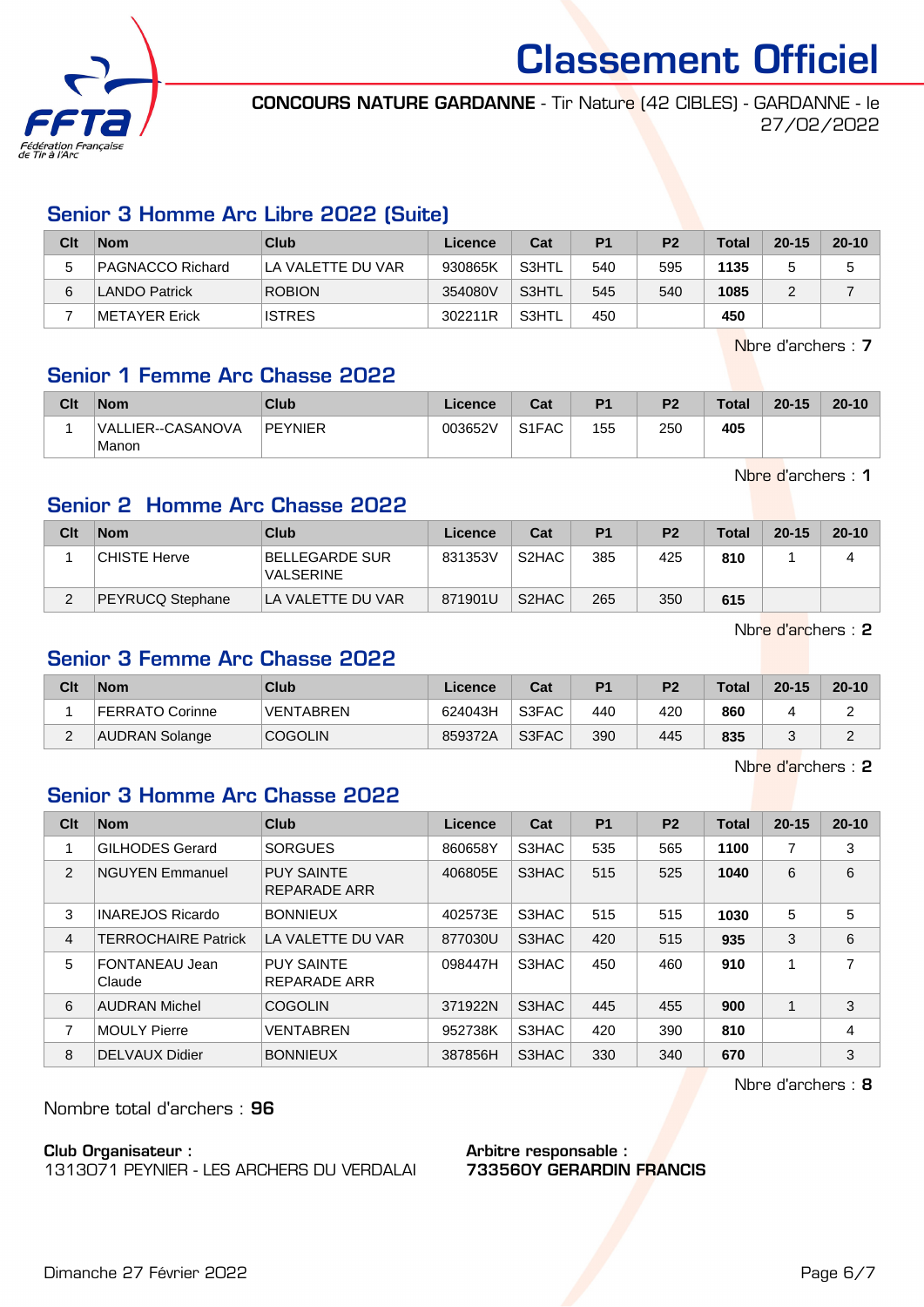# Classement Officiel

**CONCOURS NATURE GARDANNE** - Tir Nature (42 CIBLES) - GARDANNE - le 27/02/2022

## Senior 3 Homme Arc Libre 2022 (Suite)

| Clt | Nom | Club | Licence | Cat | P1 | P2 | Total | 20-15 | 20-10 |
|---|---|---|---|---|---|---|---|---|---|
| 5 | PAGNACCO Richard | LA VALETTE DU VAR | 930865K | S3HTL | 540 | 595 | **1135** | 5 | 5 |
| 6 | LANDO Patrick | ROBION | 354080V | S3HTL | 545 | 540 | **1085** | 2 | 7 |
| 7 | METAYER Erick | ISTRES | 302211R | S3HTL | 450 | | **450** | | |

Nbre d'archers : **7**

## Senior 1 Femme Arc Chasse 2022

| Clt | Nom | Club | Licence | Cat | P1 | P2 | Total | 20-15 | 20-10 |
|---|---|---|---|---|---|---|---|---|---|
| 1 | VALLIER--CASANOVA Manon | PEYNIER | 003652V | S1FAC | 155 | 250 | **405** | | |

Nbre d'archers : **1**

## Senior 2 Homme Arc Chasse 2022

| Clt | Nom | Club | Licence | Cat | P1 | P2 | Total | 20-15 | 20-10 |
|---|---|---|---|---|---|---|---|---|---|
| 1 | CHISTE Herve | BELLEGARDE SUR VALSERINE | 831353V | S2HAC | 385 | 425 | **810** | 1 | 4 |
| 2 | PEYRUCQ Stephane | LA VALETTE DU VAR | 871901U | S2HAC | 265 | 350 | **615** | | |

Nbre d'archers : **2**

## Senior 3 Femme Arc Chasse 2022

| Clt | Nom | Club | Licence | Cat | P1 | P2 | Total | 20-15 | 20-10 |
|---|---|---|---|---|---|---|---|---|---|
| 1 | FERRATO Corinne | VENTABREN | 624043H | S3FAC | 440 | 420 | **860** | 4 | 2 |
| 2 | AUDRAN Solange | COGOLIN | 859372A | S3FAC | 390 | 445 | **835** | 3 | 2 |

Nbre d'archers : **2**

## Senior 3 Homme Arc Chasse 2022

| Clt | Nom | Club | Licence | Cat | P1 | P2 | Total | 20-15 | 20-10 |
|---|---|---|---|---|---|---|---|---|---|
| 1 | GILHODES Gerard | SORGUES | 860658Y | S3HAC | 535 | 565 | **1100** | 7 | 3 |
| 2 | NGUYEN Emmanuel | PUY SAINTE REPARADE ARR | 406805E | S3HAC | 515 | 525 | **1040** | 6 | 6 |
| 3 | INAREJOS Ricardo | BONNIEUX | 402573E | S3HAC | 515 | 515 | **1030** | 5 | 5 |
| 4 | TERROCHAIRE Patrick | LA VALETTE DU VAR | 877030U | S3HAC | 420 | 515 | **935** | 3 | 6 |
| 5 | FONTANEAU Jean Claude | PUY SAINTE REPARADE ARR | 098447H | S3HAC | 450 | 460 | **910** | 1 | 7 |
| 6 | AUDRAN Michel | COGOLIN | 371922N | S3HAC | 445 | 455 | **900** | 1 | 3 |
| 7 | MOULY Pierre | VENTABREN | 952738K | S3HAC | 420 | 390 | **810** | | 4 |
| 8 | DELVAUX Didier | BONNIEUX | 387856H | S3HAC | 330 | 340 | **670** | | 3 |

Nbre d'archers : **8**

Nombre total d'archers : **96**

**Club Organisateur :**
1313071 PEYNIER - LES ARCHERS DU VERDALAI

**Arbitre responsable :**
**733560Y GERARDIN FRANCIS**

Dimanche 27 Février 2022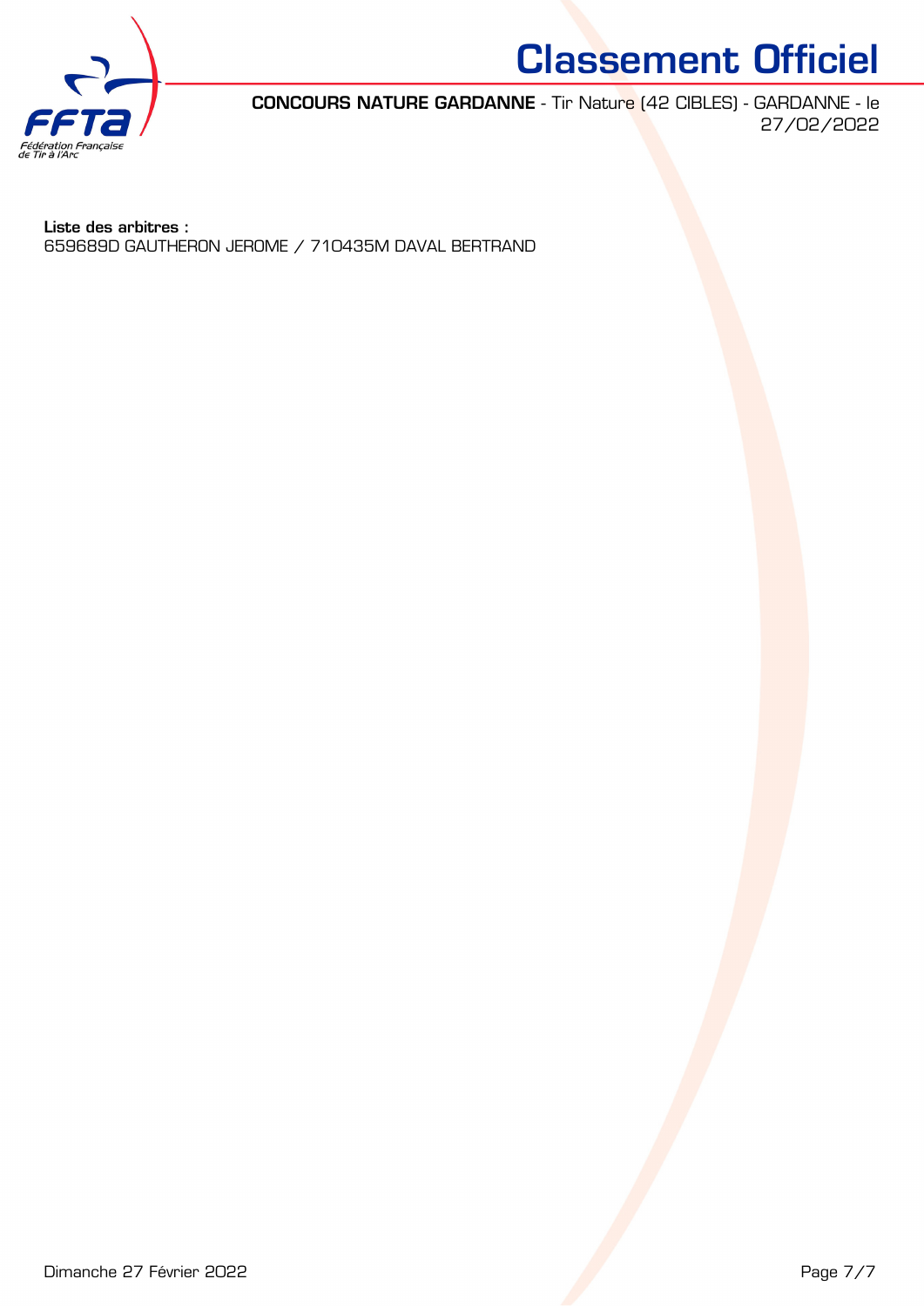# Classement Officiel

**CONCOURS NATURE GARDANNE** - Tir Nature (42 CIBLES) - GARDANNE - le 27/02/2022

**Liste des arbitres :**
659689D GAUTHERON JEROME / 710435M DAVAL BERTRAND